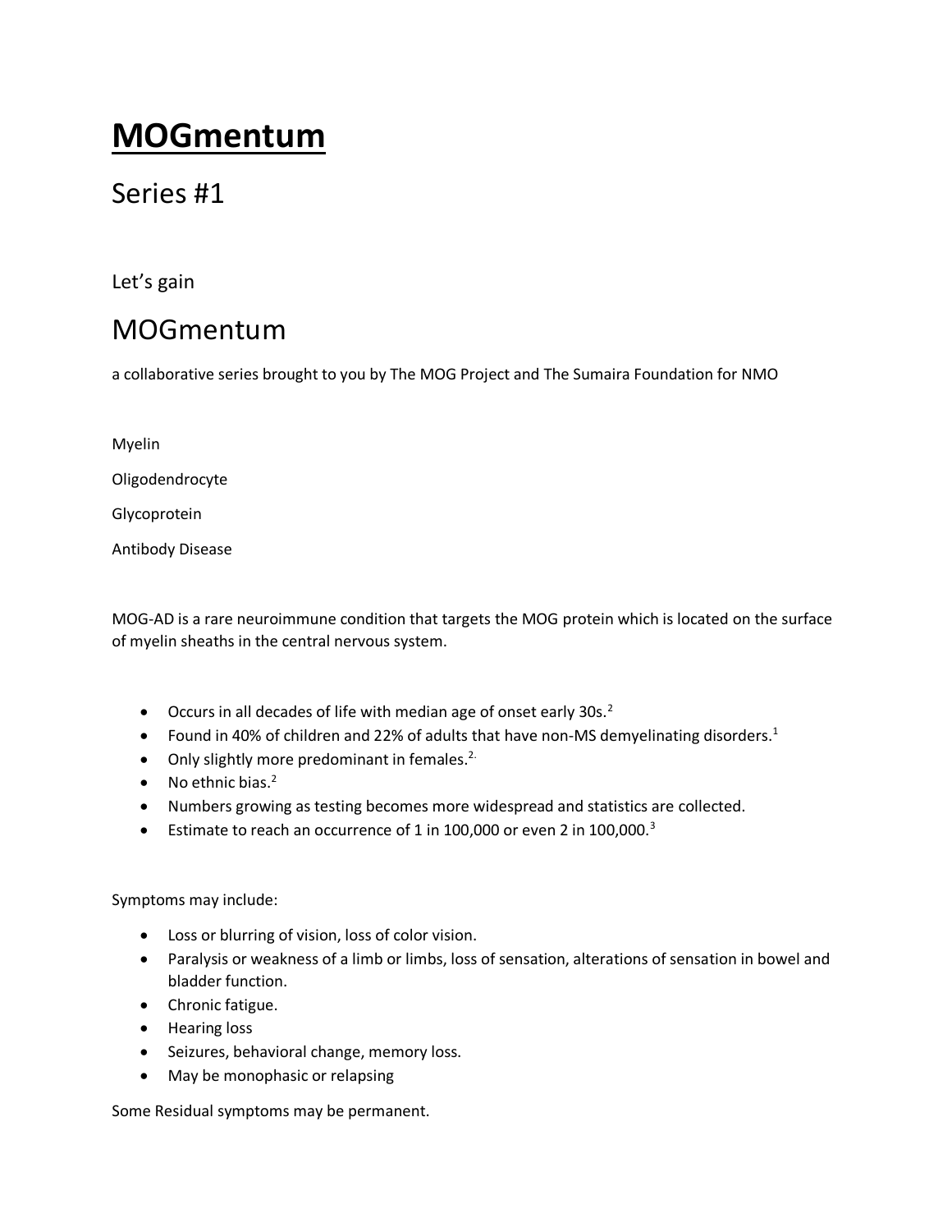# **MOGmentum**

## Series #1

Let's gain

## MOGmentum

a collaborative series brought to you by The MOG Project and The Sumaira Foundation for NMO

Myelin

Oligodendrocyte

Glycoprotein

Antibody Disease

MOG-AD is a rare neuroimmune condition that targets the MOG protein which is located on the surface of myelin sheaths in the central nervous system.

- Occurs in all decades of life with median age of onset early 30s.[2]
- Found in 40% of children and 22% of adults that have non-MS demyelinating disorders.[1]
- Only slightly more predominant in females.[2.]
- No ethnic bias.[2]
- Numbers growing as testing becomes more widespread and statistics are collected.
- Estimate to reach an occurrence of 1 in 100,000 or even 2 in 100,000.[3]

Symptoms may include:

- Loss or blurring of vision, loss of color vision.
- Paralysis or weakness of a limb or limbs, loss of sensation, alterations of sensation in bowel and bladder function.
- Chronic fatigue.
- Hearing loss
- Seizures, behavioral change, memory loss.
- May be monophasic or relapsing

Some Residual symptoms may be permanent.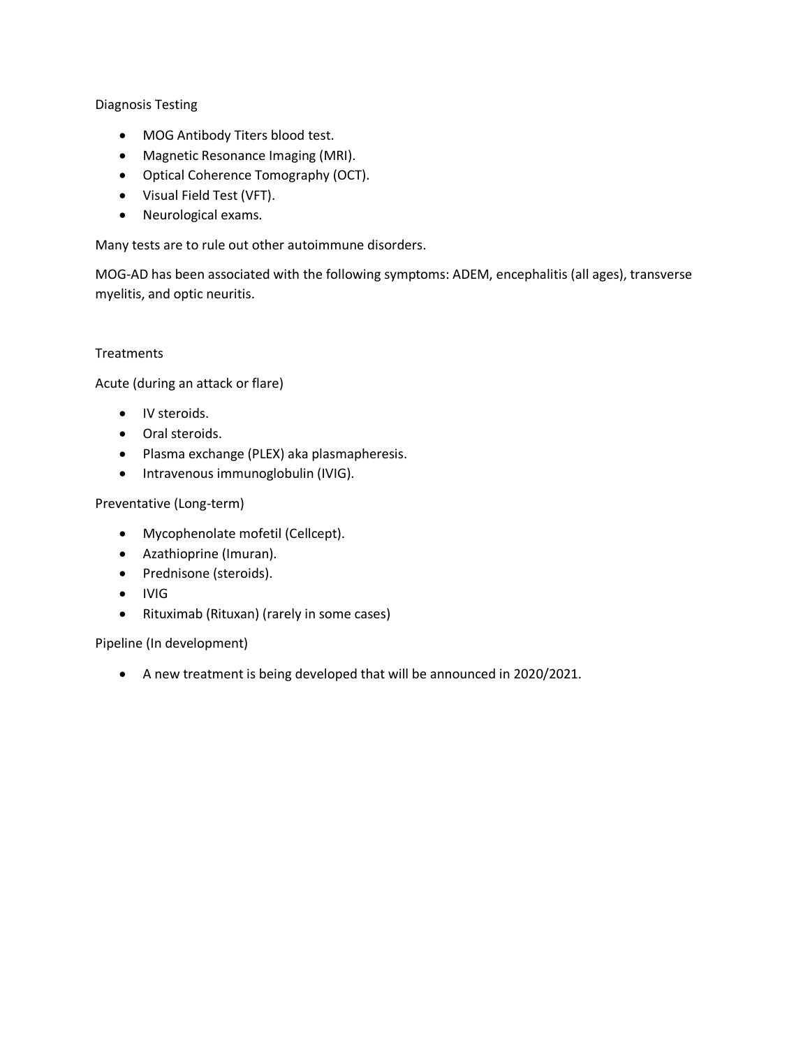## Diagnosis Testing

- MOG Antibody Titers blood test.
- Magnetic Resonance Imaging (MRI).
- Optical Coherence Tomography (OCT).
- Visual Field Test (VFT).
- Neurological exams.

Many tests are to rule out other autoimmune disorders.

MOG-AD has been associated with the following symptoms: ADEM, encephalitis (all ages), transverse myelitis, and optic neuritis.

## Treatments

### Acute (during an attack or flare)

- IV steroids.
- Oral steroids.
- Plasma exchange (PLEX) aka plasmapheresis.
- Intravenous immunoglobulin (IVIG).

### Preventative (Long-term)

- Mycophenolate mofetil (Cellcept).
- Azathioprine (Imuran).
- Prednisone (steroids).
- IVIG
- Rituximab (Rituxan) (rarely in some cases)

### Pipeline (In development)

- A new treatment is being developed that will be announced in 2020/2021.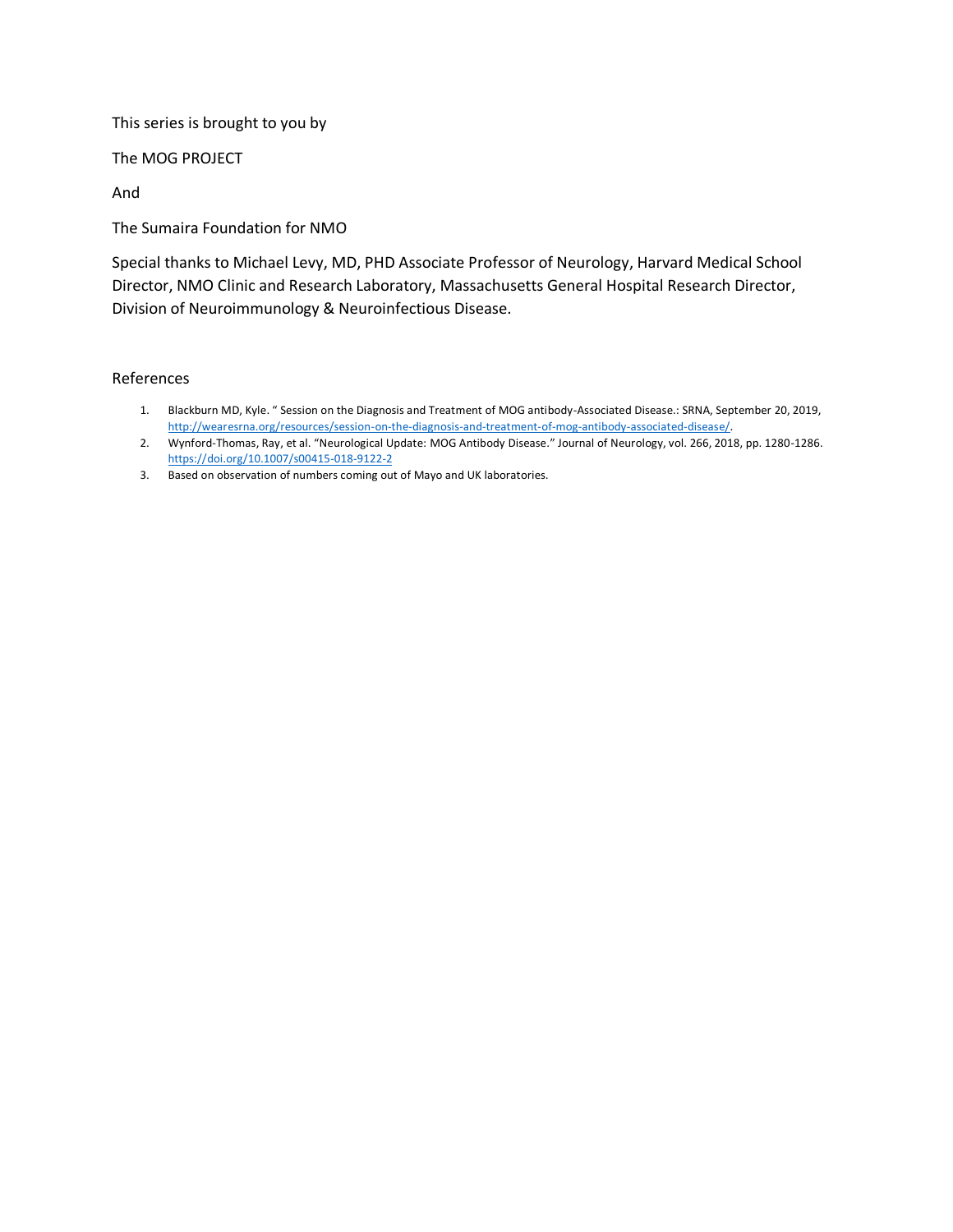This series is brought to you by

The MOG PROJECT

And

The Sumaira Foundation for NMO

Special thanks to Michael Levy, MD, PHD Associate Professor of Neurology, Harvard Medical School Director, NMO Clinic and Research Laboratory, Massachusetts General Hospital Research Director, Division of Neuroimmunology & Neuroinfectious Disease.

## References

1. Blackburn MD, Kyle. " Session on the Diagnosis and Treatment of MOG antibody-Associated Disease.: SRNA, September 20, 2019, http://wearesrna.org/resources/session-on-the-diagnosis-and-treatment-of-mog-antibody-associated-disease/.
2. Wynford-Thomas, Ray, et al. "Neurological Update: MOG Antibody Disease." Journal of Neurology, vol. 266, 2018, pp. 1280-1286. https://doi.org/10.1007/s00415-018-9122-2
3. Based on observation of numbers coming out of Mayo and UK laboratories.